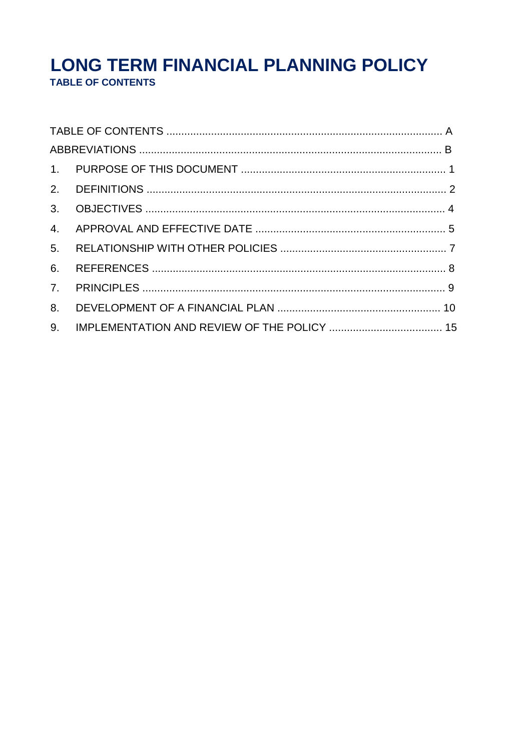# LONG TERM FINANCIAL PLANNING POLICY

**TABLE OF CONTENTS**

| | |
|---|---|
| TABLE OF CONTENTS | A |
| ABBREVIATIONS | B |
| 1. PURPOSE OF THIS DOCUMENT | 1 |
| 2. DEFINITIONS | 2 |
| 3. OBJECTIVES | 4 |
| 4. APPROVAL AND EFFECTIVE DATE | 5 |
| 5. RELATIONSHIP WITH OTHER POLICIES | 7 |
| 6. REFERENCES | 8 |
| 7. PRINCIPLES | 9 |
| 8. DEVELOPMENT OF A FINANCIAL PLAN | 10 |
| 9. IMPLEMENTATION AND REVIEW OF THE POLICY | 15 |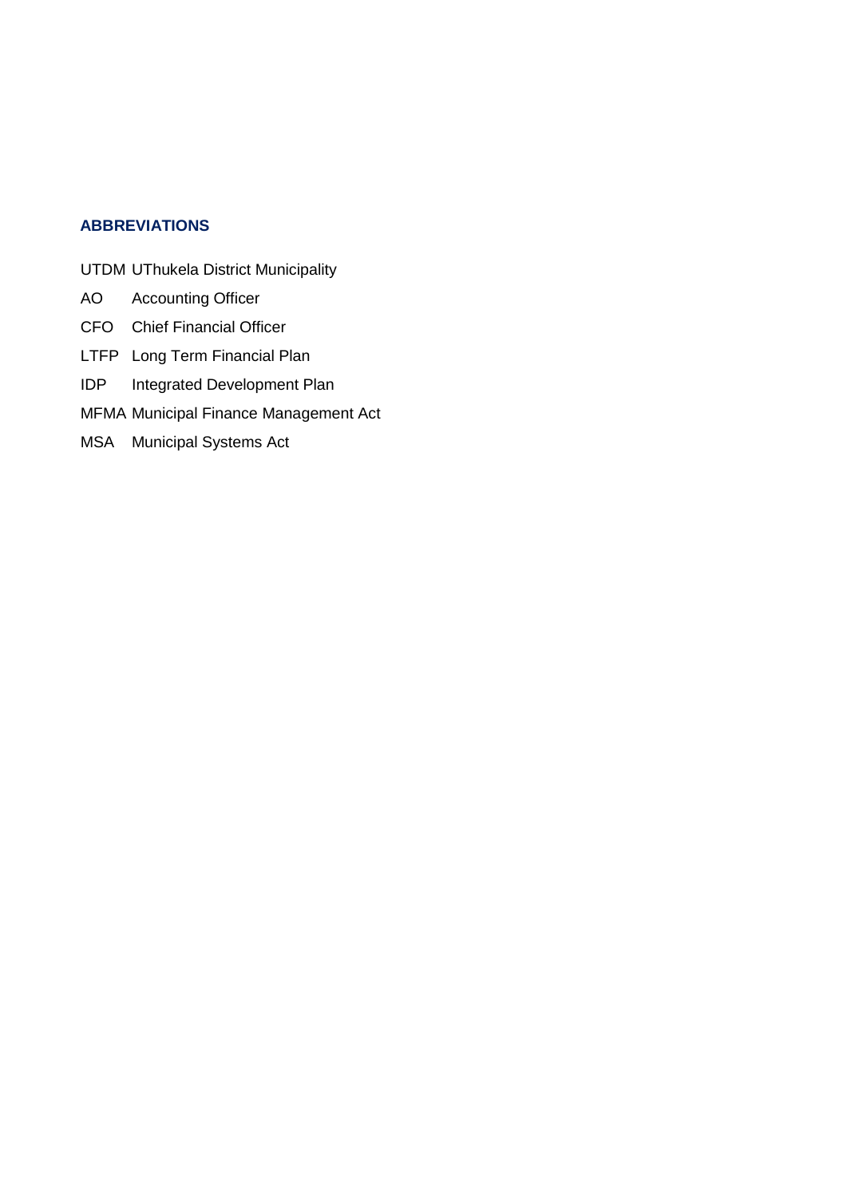## ABBREVIATIONS

| | |
|---|---|
| UTDM | UThukela District Municipality |
| AO | Accounting Officer |
| CFO | Chief Financial Officer |
| LTFP | Long Term Financial Plan |
| IDP | Integrated Development Plan |
| MFMA | Municipal Finance Management Act |
| MSA | Municipal Systems Act |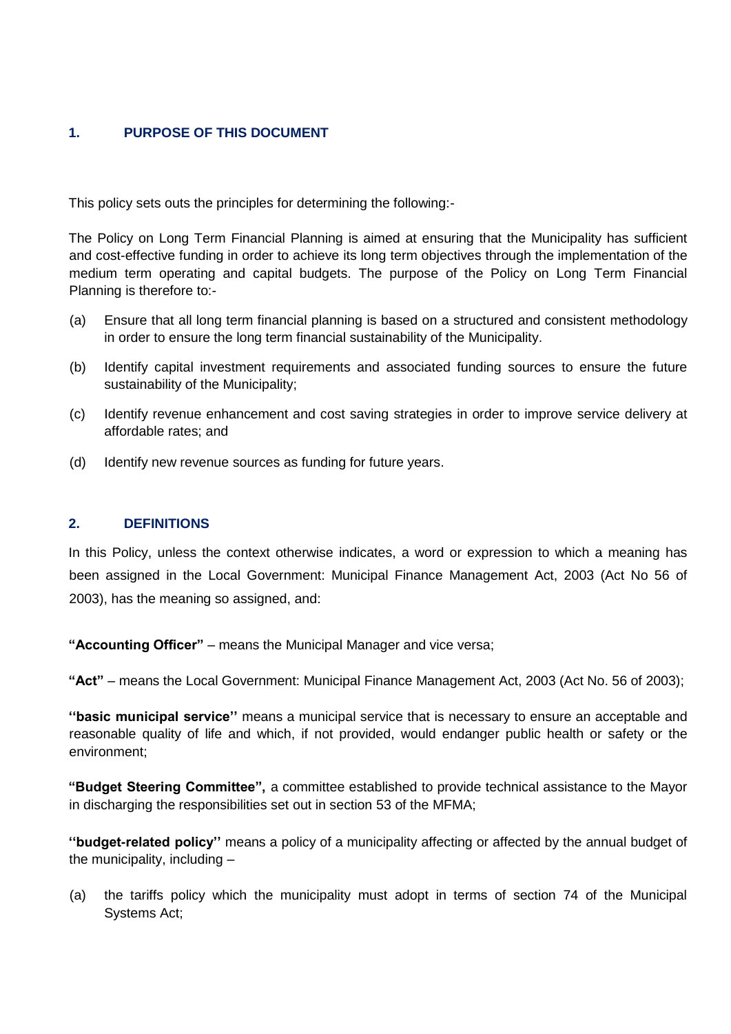## 1. PURPOSE OF THIS DOCUMENT

This policy sets outs the principles for determining the following:-

The Policy on Long Term Financial Planning is aimed at ensuring that the Municipality has sufficient and cost-effective funding in order to achieve its long term objectives through the implementation of the medium term operating and capital budgets. The purpose of the Policy on Long Term Financial Planning is therefore to:-

(a) Ensure that all long term financial planning is based on a structured and consistent methodology in order to ensure the long term financial sustainability of the Municipality.

(b) Identify capital investment requirements and associated funding sources to ensure the future sustainability of the Municipality;

(c) Identify revenue enhancement and cost saving strategies in order to improve service delivery at affordable rates; and

(d) Identify new revenue sources as funding for future years.

## 2. DEFINITIONS

In this Policy, unless the context otherwise indicates, a word or expression to which a meaning has been assigned in the Local Government: Municipal Finance Management Act, 2003 (Act No 56 of 2003), has the meaning so assigned, and:

**"Accounting Officer"** – means the Municipal Manager and vice versa;

**"Act"** – means the Local Government: Municipal Finance Management Act, 2003 (Act No. 56 of 2003);

**''basic municipal service''** means a municipal service that is necessary to ensure an acceptable and reasonable quality of life and which, if not provided, would endanger public health or safety or the environment;

**"Budget Steering Committee",** a committee established to provide technical assistance to the Mayor in discharging the responsibilities set out in section 53 of the MFMA;

**''budget-related policy''** means a policy of a municipality affecting or affected by the annual budget of the municipality, including –

(a) the tariffs policy which the municipality must adopt in terms of section 74 of the Municipal Systems Act;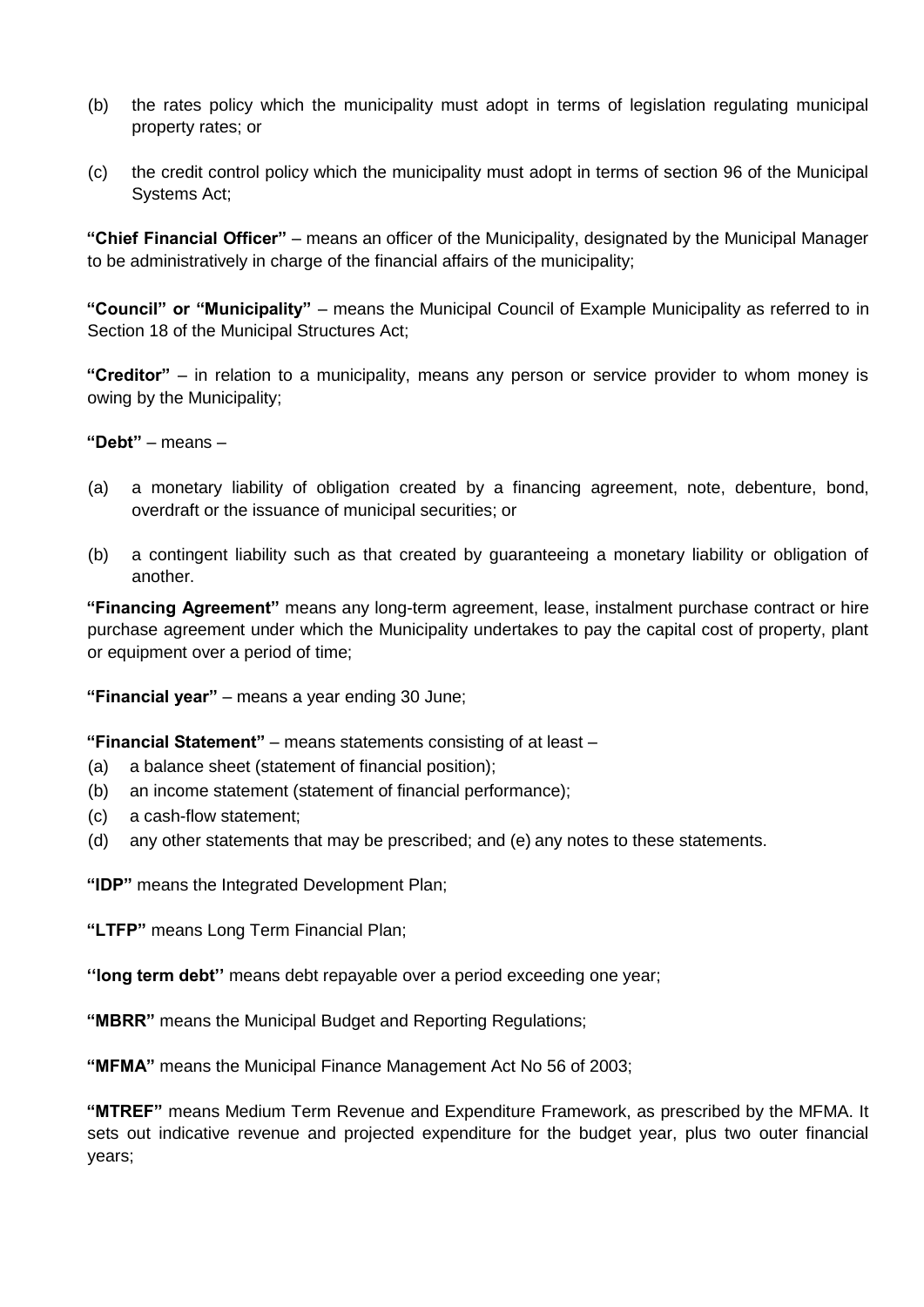(b) the rates policy which the municipality must adopt in terms of legislation regulating municipal property rates; or

(c) the credit control policy which the municipality must adopt in terms of section 96 of the Municipal Systems Act;

**"Chief Financial Officer"** – means an officer of the Municipality, designated by the Municipal Manager to be administratively in charge of the financial affairs of the municipality;

**"Council" or "Municipality"** – means the Municipal Council of Example Municipality as referred to in Section 18 of the Municipal Structures Act;

**"Creditor"** – in relation to a municipality, means any person or service provider to whom money is owing by the Municipality;

**"Debt"** – means –

(a) a monetary liability of obligation created by a financing agreement, note, debenture, bond, overdraft or the issuance of municipal securities; or

(b) a contingent liability such as that created by guaranteeing a monetary liability or obligation of another.

**"Financing Agreement"** means any long-term agreement, lease, instalment purchase contract or hire purchase agreement under which the Municipality undertakes to pay the capital cost of property, plant or equipment over a period of time;

**"Financial year"** – means a year ending 30 June;

**"Financial Statement"** – means statements consisting of at least –

(a) a balance sheet (statement of financial position);
(b) an income statement (statement of financial performance);
(c) a cash-flow statement;
(d) any other statements that may be prescribed; and (e) any notes to these statements.

**"IDP"** means the Integrated Development Plan;

**"LTFP"** means Long Term Financial Plan;

**''long term debt''** means debt repayable over a period exceeding one year;

**"MBRR"** means the Municipal Budget and Reporting Regulations;

**"MFMA"** means the Municipal Finance Management Act No 56 of 2003;

**"MTREF"** means Medium Term Revenue and Expenditure Framework, as prescribed by the MFMA. It sets out indicative revenue and projected expenditure for the budget year, plus two outer financial years;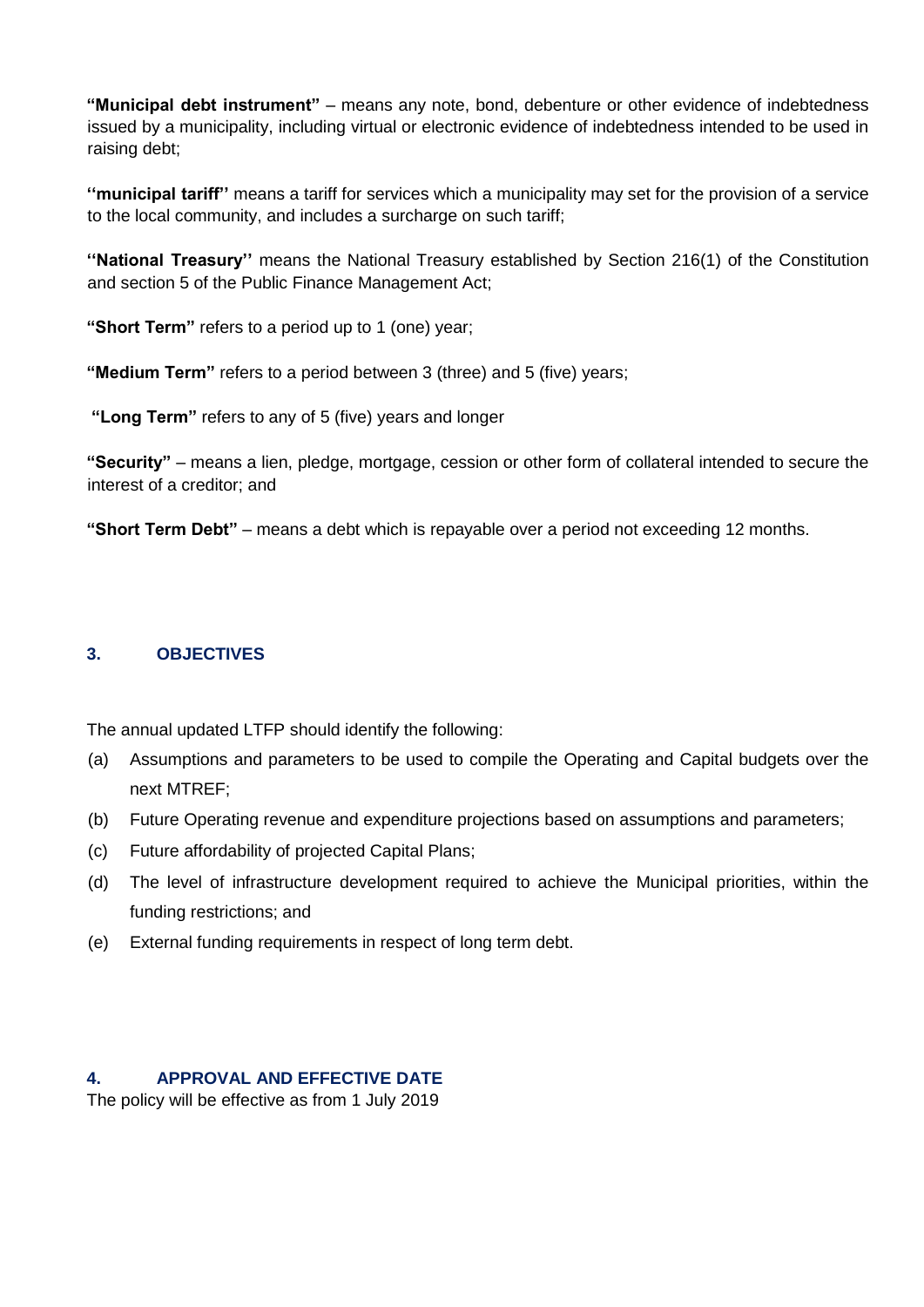**"Municipal debt instrument"** – means any note, bond, debenture or other evidence of indebtedness issued by a municipality, including virtual or electronic evidence of indebtedness intended to be used in raising debt;

**''municipal tariff''** means a tariff for services which a municipality may set for the provision of a service to the local community, and includes a surcharge on such tariff;

**''National Treasury''** means the National Treasury established by Section 216(1) of the Constitution and section 5 of the Public Finance Management Act;

**"Short Term"** refers to a period up to 1 (one) year;

**"Medium Term"** refers to a period between 3 (three) and 5 (five) years;

**"Long Term"** refers to any of 5 (five) years and longer

**"Security"** – means a lien, pledge, mortgage, cession or other form of collateral intended to secure the interest of a creditor; and

**"Short Term Debt"** – means a debt which is repayable over a period not exceeding 12 months.

## 3. OBJECTIVES

The annual updated LTFP should identify the following:

(a) Assumptions and parameters to be used to compile the Operating and Capital budgets over the next MTREF;

(b) Future Operating revenue and expenditure projections based on assumptions and parameters;

(c) Future affordability of projected Capital Plans;

(d) The level of infrastructure development required to achieve the Municipal priorities, within the funding restrictions; and

(e) External funding requirements in respect of long term debt.

## 4. APPROVAL AND EFFECTIVE DATE

The policy will be effective as from 1 July 2019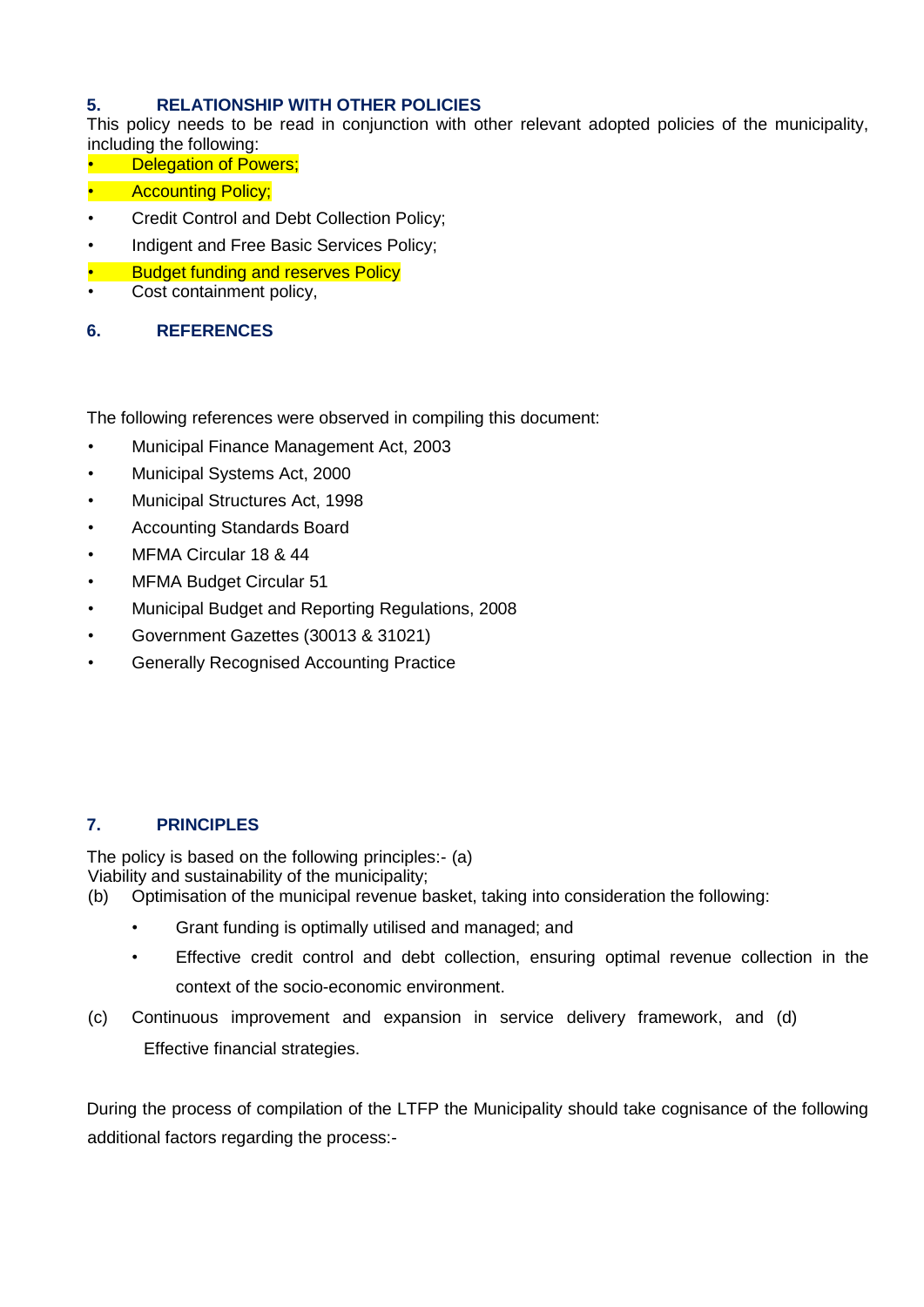## 5. RELATIONSHIP WITH OTHER POLICIES

This policy needs to be read in conjunction with other relevant adopted policies of the municipality, including the following:

- Delegation of Powers;
- Accounting Policy;
- Credit Control and Debt Collection Policy;
- Indigent and Free Basic Services Policy;
- Budget funding and reserves Policy
- Cost containment policy,

## 6. REFERENCES

The following references were observed in compiling this document:

- Municipal Finance Management Act, 2003
- Municipal Systems Act, 2000
- Municipal Structures Act, 1998
- Accounting Standards Board
- MFMA Circular 18 & 44
- MFMA Budget Circular 51
- Municipal Budget and Reporting Regulations, 2008
- Government Gazettes (30013 & 31021)
- Generally Recognised Accounting Practice

## 7. PRINCIPLES

The policy is based on the following principles:- (a) Viability and sustainability of the municipality;

(b) Optimisation of the municipal revenue basket, taking into consideration the following:

- Grant funding is optimally utilised and managed; and
- Effective credit control and debt collection, ensuring optimal revenue collection in the context of the socio-economic environment.

(c) Continuous improvement and expansion in service delivery framework, and (d) Effective financial strategies.

During the process of compilation of the LTFP the Municipality should take cognisance of the following additional factors regarding the process:-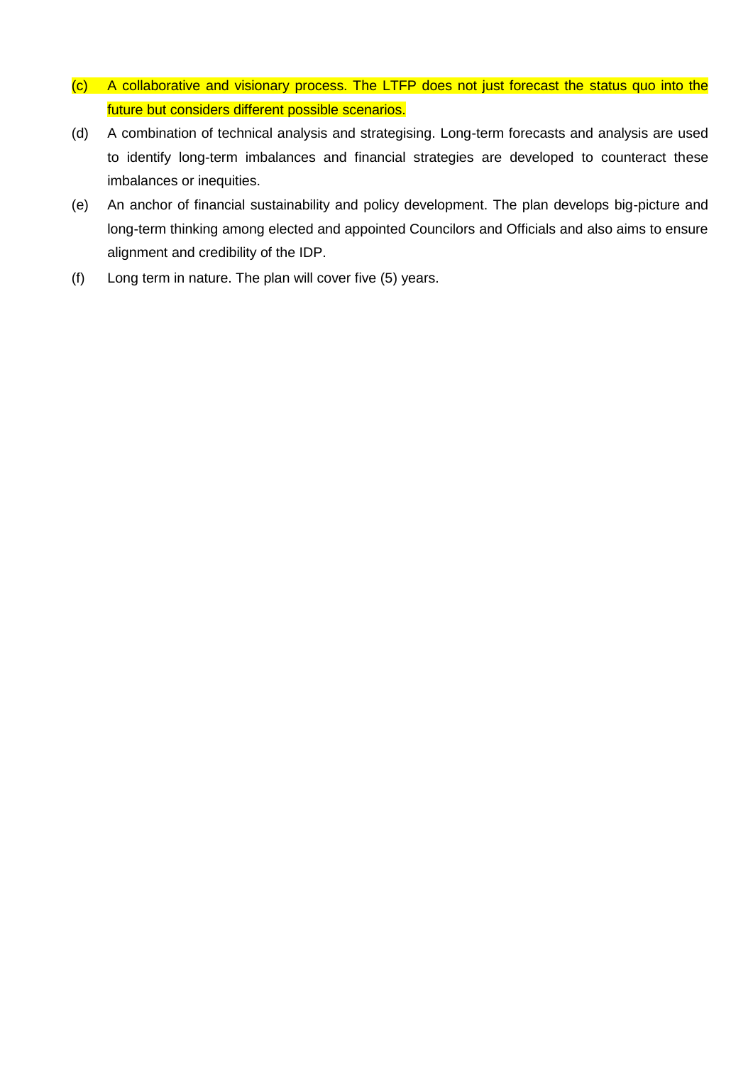(c) A collaborative and visionary process. The LTFP does not just forecast the status quo into the future but considers different possible scenarios.

(d) A combination of technical analysis and strategising. Long-term forecasts and analysis are used to identify long-term imbalances and financial strategies are developed to counteract these imbalances or inequities.

(e) An anchor of financial sustainability and policy development. The plan develops big-picture and long-term thinking among elected and appointed Councilors and Officials and also aims to ensure alignment and credibility of the IDP.

(f) Long term in nature. The plan will cover five (5) years.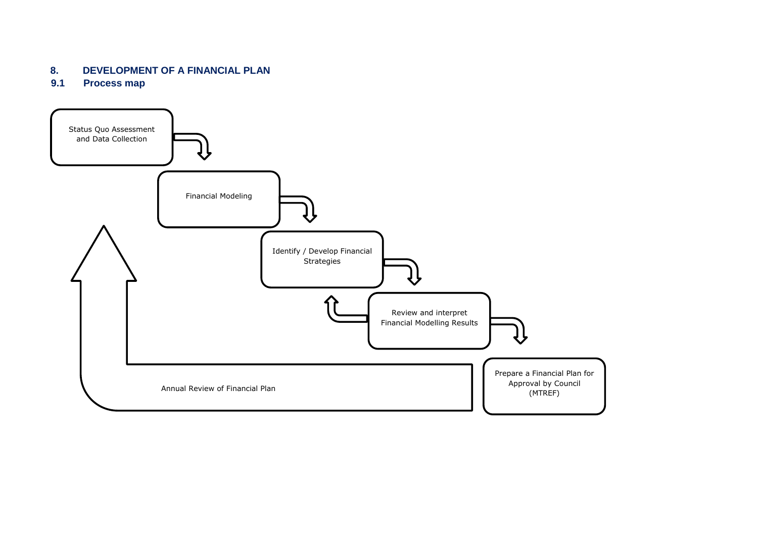## 8. DEVELOPMENT OF A FINANCIAL PLAN

### 9.1 Process map

Status Quo Assessment and Data Collection

Financial Modeling

Identify / Develop Financial Strategies

Review and interpret Financial Modelling Results

Prepare a Financial Plan for Approval by Council (MTREF)

Annual Review of Financial Plan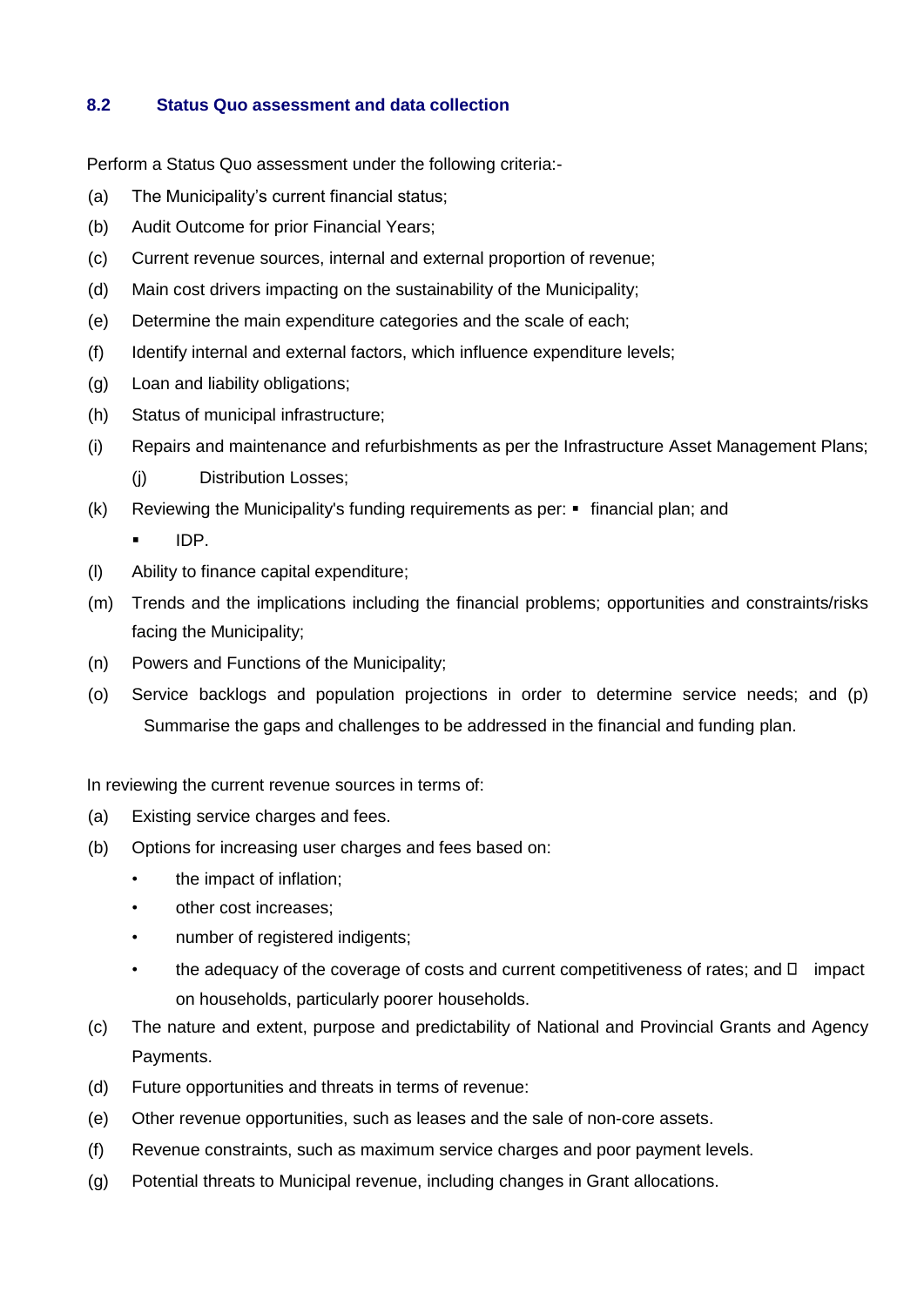### 8.2 Status Quo assessment and data collection

Perform a Status Quo assessment under the following criteria:-

(a) The Municipality's current financial status;

(b) Audit Outcome for prior Financial Years;

(c) Current revenue sources, internal and external proportion of revenue;

(d) Main cost drivers impacting on the sustainability of the Municipality;

(e) Determine the main expenditure categories and the scale of each;

(f) Identify internal and external factors, which influence expenditure levels;

(g) Loan and liability obligations;

(h) Status of municipal infrastructure;

(i) Repairs and maintenance and refurbishments as per the Infrastructure Asset Management Plans;

(j) Distribution Losses;

(k) Reviewing the Municipality's funding requirements as per:
- financial plan; and
- IDP.

(l) Ability to finance capital expenditure;

(m) Trends and the implications including the financial problems; opportunities and constraints/risks facing the Municipality;

(n) Powers and Functions of the Municipality;

(o) Service backlogs and population projections in order to determine service needs; and

(p) Summarise the gaps and challenges to be addressed in the financial and funding plan.

In reviewing the current revenue sources in terms of:

(a) Existing service charges and fees.

(b) Options for increasing user charges and fees based on:
- the impact of inflation;
- other cost increases;
- number of registered indigents;
- the adequacy of the coverage of costs and current competitiveness of rates; and
- impact on households, particularly poorer households.

(c) The nature and extent, purpose and predictability of National and Provincial Grants and Agency Payments.

(d) Future opportunities and threats in terms of revenue:

(e) Other revenue opportunities, such as leases and the sale of non-core assets.

(f) Revenue constraints, such as maximum service charges and poor payment levels.

(g) Potential threats to Municipal revenue, including changes in Grant allocations.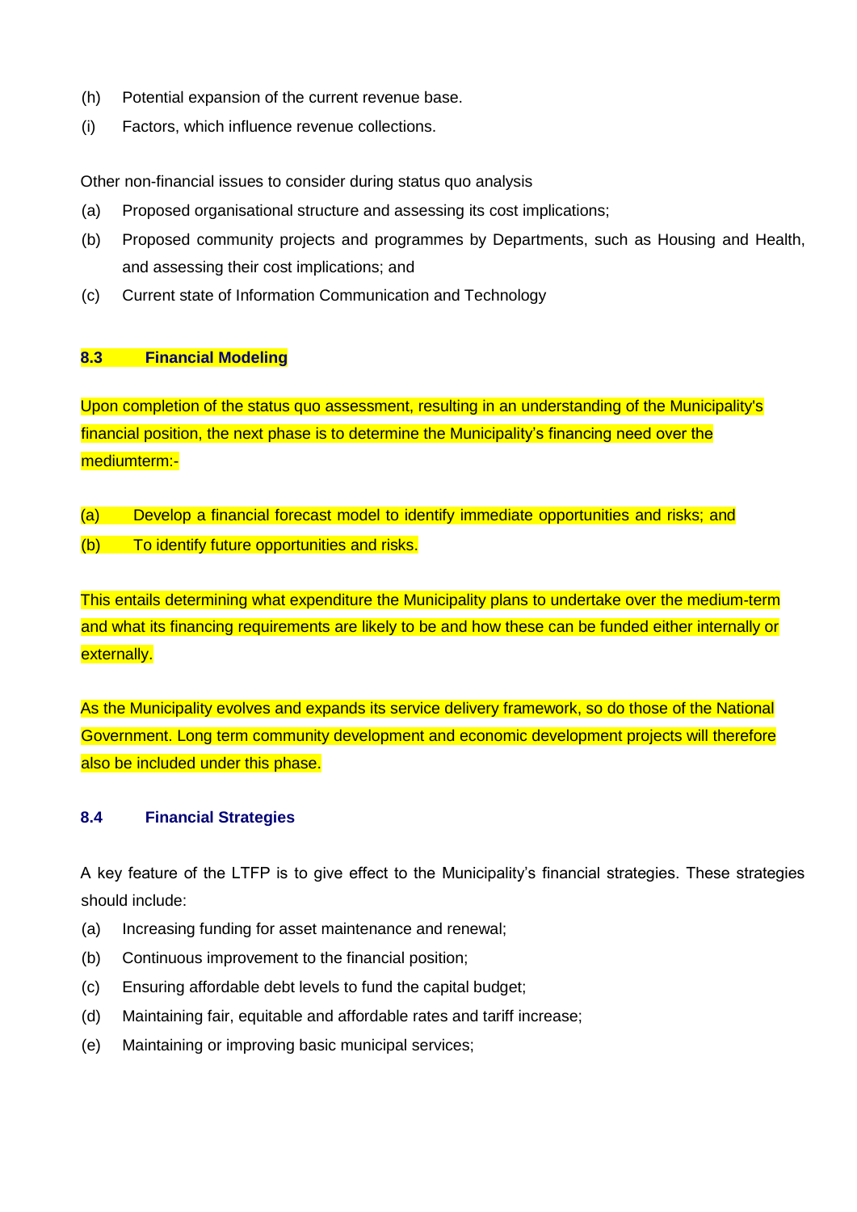(h) Potential expansion of the current revenue base.

(i) Factors, which influence revenue collections.

Other non-financial issues to consider during status quo analysis

(a) Proposed organisational structure and assessing its cost implications;

(b) Proposed community projects and programmes by Departments, such as Housing and Health, and assessing their cost implications; and

(c) Current state of Information Communication and Technology

### 8.3 Financial Modeling

Upon completion of the status quo assessment, resulting in an understanding of the Municipality's financial position, the next phase is to determine the Municipality's financing need over the mediumterm:-

(a) Develop a financial forecast model to identify immediate opportunities and risks; and

(b) To identify future opportunities and risks.

This entails determining what expenditure the Municipality plans to undertake over the medium-term and what its financing requirements are likely to be and how these can be funded either internally or externally.

As the Municipality evolves and expands its service delivery framework, so do those of the National Government. Long term community development and economic development projects will therefore also be included under this phase.

### 8.4 Financial Strategies

A key feature of the LTFP is to give effect to the Municipality's financial strategies. These strategies should include:

(a) Increasing funding for asset maintenance and renewal;

(b) Continuous improvement to the financial position;

(c) Ensuring affordable debt levels to fund the capital budget;

(d) Maintaining fair, equitable and affordable rates and tariff increase;

(e) Maintaining or improving basic municipal services;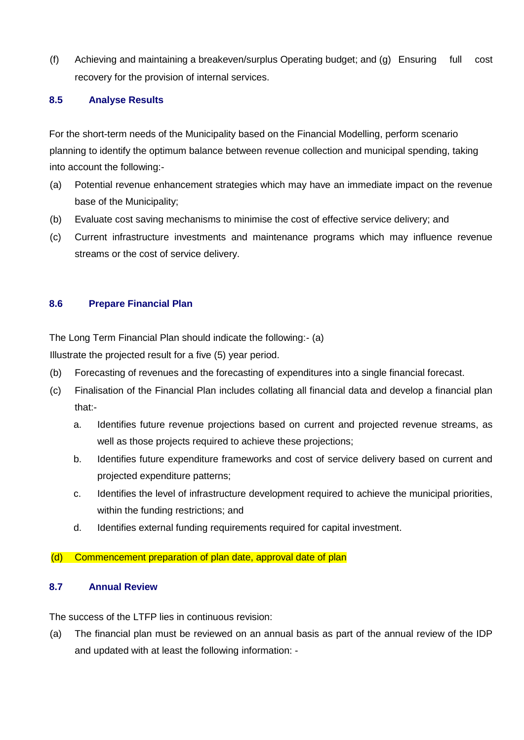(f) Achieving and maintaining a breakeven/surplus Operating budget; and (g) Ensuring full cost recovery for the provision of internal services.

### 8.5 Analyse Results

For the short-term needs of the Municipality based on the Financial Modelling, perform scenario planning to identify the optimum balance between revenue collection and municipal spending, taking into account the following:-

(a) Potential revenue enhancement strategies which may have an immediate impact on the revenue base of the Municipality;

(b) Evaluate cost saving mechanisms to minimise the cost of effective service delivery; and

(c) Current infrastructure investments and maintenance programs which may influence revenue streams or the cost of service delivery.

### 8.6 Prepare Financial Plan

The Long Term Financial Plan should indicate the following:- (a) Illustrate the projected result for a five (5) year period.

(b) Forecasting of revenues and the forecasting of expenditures into a single financial forecast.

(c) Finalisation of the Financial Plan includes collating all financial data and develop a financial plan that:-

   a. Identifies future revenue projections based on current and projected revenue streams, as well as those projects required to achieve these projections;

   b. Identifies future expenditure frameworks and cost of service delivery based on current and projected expenditure patterns;

   c. Identifies the level of infrastructure development required to achieve the municipal priorities, within the funding restrictions; and

   d. Identifies external funding requirements required for capital investment.

(d) Commencement preparation of plan date, approval date of plan

### 8.7 Annual Review

The success of the LTFP lies in continuous revision:

(a) The financial plan must be reviewed on an annual basis as part of the annual review of the IDP and updated with at least the following information: -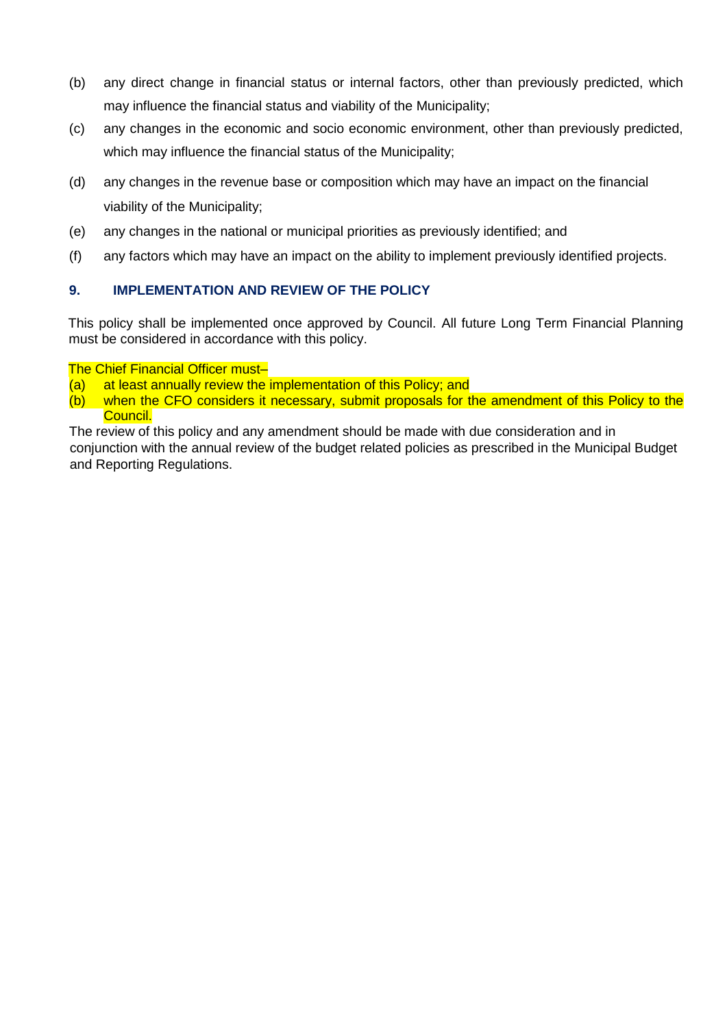(b) any direct change in financial status or internal factors, other than previously predicted, which may influence the financial status and viability of the Municipality;

(c) any changes in the economic and socio economic environment, other than previously predicted, which may influence the financial status of the Municipality;

(d) any changes in the revenue base or composition which may have an impact on the financial viability of the Municipality;

(e) any changes in the national or municipal priorities as previously identified; and

(f) any factors which may have an impact on the ability to implement previously identified projects.

## 9. IMPLEMENTATION AND REVIEW OF THE POLICY

This policy shall be implemented once approved by Council. All future Long Term Financial Planning must be considered in accordance with this policy.

The Chief Financial Officer must–

(a) at least annually review the implementation of this Policy; and

(b) when the CFO considers it necessary, submit proposals for the amendment of this Policy to the Council.

The review of this policy and any amendment should be made with due consideration and in conjunction with the annual review of the budget related policies as prescribed in the Municipal Budget and Reporting Regulations.